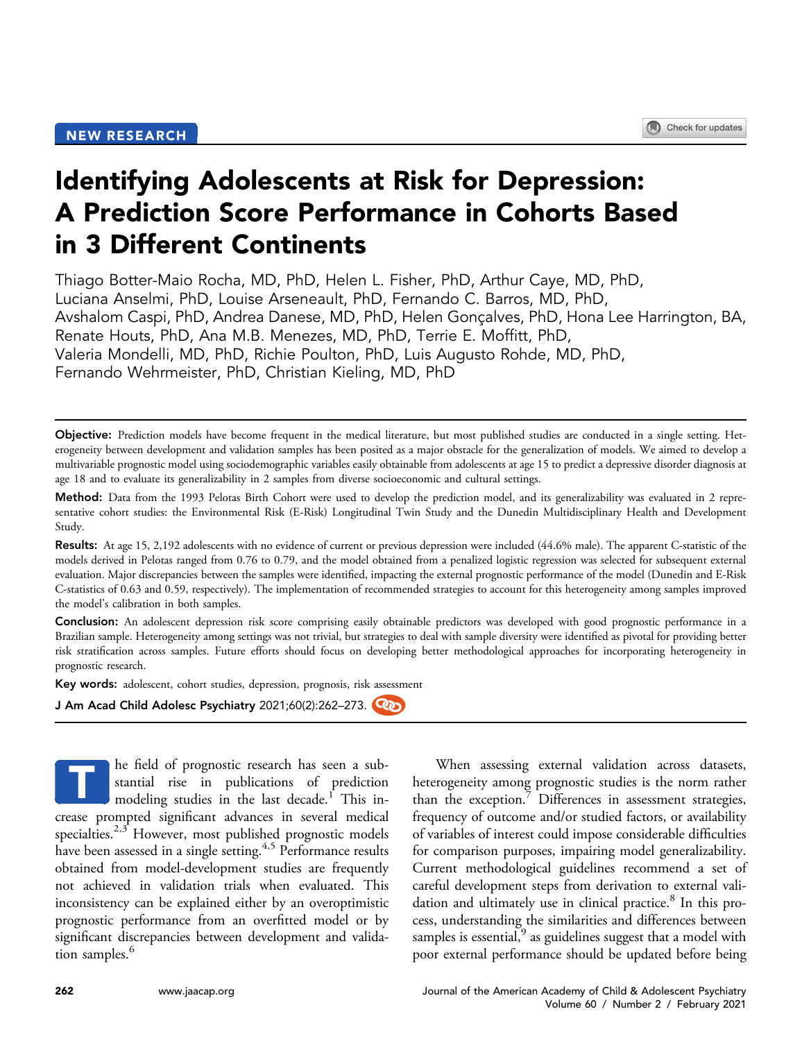NEW RESEARCH

# Identifying Adolescents at Risk for Depression: A Prediction Score Performance in Cohorts Based in 3 Different Continents

Thiago Botter-Maio Rocha, MD, PhD, Helen L. Fisher, PhD, Arthur Caye, MD, PhD, Luciana Anselmi, PhD, Louise Arseneault, PhD, Fernando C. Barros, MD, PhD, Avshalom Caspi, PhD, Andrea Danese, MD, PhD, Helen Gonçalves, PhD, Hona Lee Harrington, BA, Renate Houts, PhD, Ana M.B. Menezes, MD, PhD, Terrie E. Moffitt, PhD, Valeria Mondelli, MD, PhD, Richie Poulton, PhD, Luis Augusto Rohde, MD, PhD, Fernando Wehrmeister, PhD, Christian Kieling, MD, PhD

**Objective:** Prediction models have become frequent in the medical literature, but most published studies are conducted in a single setting. Heterogeneity between development and validation samples has been posited as a major obstacle for the generalization of models. We aimed to develop a multivariable prognostic model using sociodemographic variables easily obtainable from adolescents at age 15 to predict a depressive disorder diagnosis at age 18 and to evaluate its generalizability in 2 samples from diverse socioeconomic and cultural settings.

**Method:** Data from the 1993 Pelotas Birth Cohort were used to develop the prediction model, and its generalizability was evaluated in 2 representative cohort studies: the Environmental Risk (E-Risk) Longitudinal Twin Study and the Dunedin Multidisciplinary Health and Development Study.

**Results:** At age 15, 2,192 adolescents with no evidence of current or previous depression were included (44.6% male). The apparent C-statistic of the models derived in Pelotas ranged from 0.76 to 0.79, and the model obtained from a penalized logistic regression was selected for subsequent external evaluation. Major discrepancies between the samples were identified, impacting the external prognostic performance of the model (Dunedin and E-Risk C-statistics of 0.63 and 0.59, respectively). The implementation of recommended strategies to account for this heterogeneity among samples improved the model's calibration in both samples.

**Conclusion:** An adolescent depression risk score comprising easily obtainable predictors was developed with good prognostic performance in a Brazilian sample. Heterogeneity among settings was not trivial, but strategies to deal with sample diversity were identified as pivotal for providing better risk stratification across samples. Future efforts should focus on developing better methodological approaches for incorporating heterogeneity in prognostic research.

**Key words:** adolescent, cohort studies, depression, prognosis, risk assessment

J Am Acad Child Adolesc Psychiatry 2021;60(2):262–273.

The field of prognostic research has seen a substantial rise in publications of prediction modeling studies in the last decade.[1] This increase prompted significant advances in several medical specialties.[2,3] However, most published prognostic models have been assessed in a single setting.[4,5] Performance results obtained from model-development studies are frequently not achieved in validation trials when evaluated. This inconsistency can be explained either by an overoptimistic prognostic performance from an overfitted model or by significant discrepancies between development and validation samples.[6]

When assessing external validation across datasets, heterogeneity among prognostic studies is the norm rather than the exception.[7] Differences in assessment strategies, frequency of outcome and/or studied factors, or availability of variables of interest could impose considerable difficulties for comparison purposes, impairing model generalizability. Current methodological guidelines recommend a set of careful development steps from derivation to external validation and ultimately use in clinical practice.[8] In this process, understanding the similarities and differences between samples is essential,[9] as guidelines suggest that a model with poor external performance should be updated before being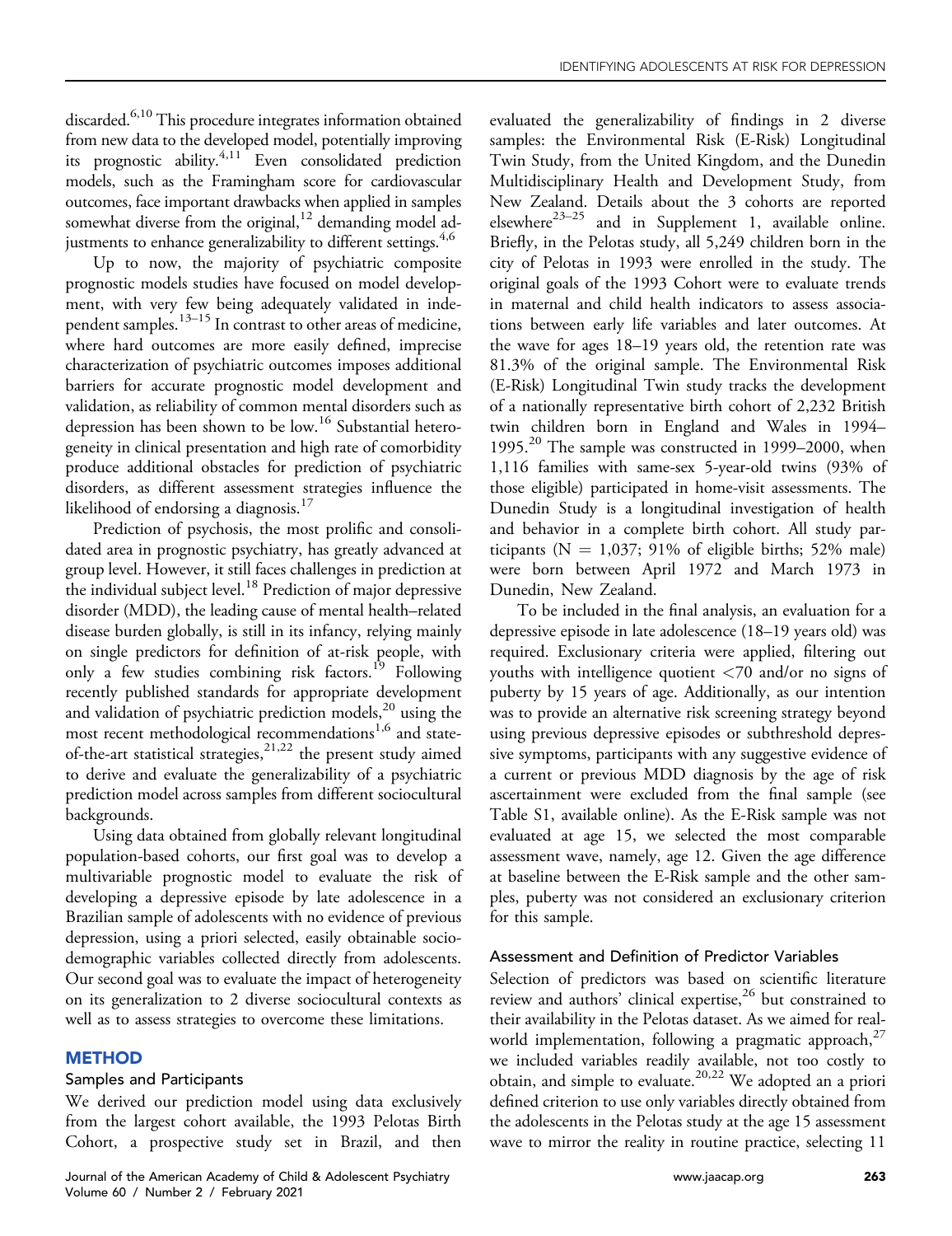discarded.[6,10] This procedure integrates information obtained from new data to the developed model, potentially improving its prognostic ability.[4,11] Even consolidated prediction models, such as the Framingham score for cardiovascular outcomes, face important drawbacks when applied in samples somewhat diverse from the original,[12] demanding model adjustments to enhance generalizability to different settings.[4,6]

Up to now, the majority of psychiatric composite prognostic models studies have focused on model development, with very few being adequately validated in independent samples.[13–15] In contrast to other areas of medicine, where hard outcomes are more easily defined, imprecise characterization of psychiatric outcomes imposes additional barriers for accurate prognostic model development and validation, as reliability of common mental disorders such as depression has been shown to be low.[16] Substantial heterogeneity in clinical presentation and high rate of comorbidity produce additional obstacles for prediction of psychiatric disorders, as different assessment strategies influence the likelihood of endorsing a diagnosis.[17]

Prediction of psychosis, the most prolific and consolidated area in prognostic psychiatry, has greatly advanced at group level. However, it still faces challenges in prediction at the individual subject level.[18] Prediction of major depressive disorder (MDD), the leading cause of mental health–related disease burden globally, is still in its infancy, relying mainly on single predictors for definition of at-risk people, with only a few studies combining risk factors.[19] Following recently published standards for appropriate development and validation of psychiatric prediction models,[20] using the most recent methodological recommendations[1,6] and state-of-the-art statistical strategies,[21,22] the present study aimed to derive and evaluate the generalizability of a psychiatric prediction model across samples from different sociocultural backgrounds.

Using data obtained from globally relevant longitudinal population-based cohorts, our first goal was to develop a multivariable prognostic model to evaluate the risk of developing a depressive episode by late adolescence in a Brazilian sample of adolescents with no evidence of previous depression, using a priori selected, easily obtainable sociodemographic variables collected directly from adolescents. Our second goal was to evaluate the impact of heterogeneity on its generalization to 2 diverse sociocultural contexts as well as to assess strategies to overcome these limitations.

## METHOD

### Samples and Participants

We derived our prediction model using data exclusively from the largest cohort available, the 1993 Pelotas Birth Cohort, a prospective study set in Brazil, and then evaluated the generalizability of findings in 2 diverse samples: the Environmental Risk (E-Risk) Longitudinal Twin Study, from the United Kingdom, and the Dunedin Multidisciplinary Health and Development Study, from New Zealand. Details about the 3 cohorts are reported elsewhere[23–25] and in Supplement 1, available online. Briefly, in the Pelotas study, all 5,249 children born in the city of Pelotas in 1993 were enrolled in the study. The original goals of the 1993 Cohort were to evaluate trends in maternal and child health indicators to assess associations between early life variables and later outcomes. At the wave for ages 18–19 years old, the retention rate was 81.3% of the original sample. The Environmental Risk (E-Risk) Longitudinal Twin study tracks the development of a nationally representative birth cohort of 2,232 British twin children born in England and Wales in 1994–1995.[20] The sample was constructed in 1999–2000, when 1,116 families with same-sex 5-year-old twins (93% of those eligible) participated in home-visit assessments. The Dunedin Study is a longitudinal investigation of health and behavior in a complete birth cohort. All study participants (N = 1,037; 91% of eligible births; 52% male) were born between April 1972 and March 1973 in Dunedin, New Zealand.

To be included in the final analysis, an evaluation for a depressive episode in late adolescence (18–19 years old) was required. Exclusionary criteria were applied, filtering out youths with intelligence quotient <70 and/or no signs of puberty by 15 years of age. Additionally, as our intention was to provide an alternative risk screening strategy beyond using previous depressive episodes or subthreshold depressive symptoms, participants with any suggestive evidence of a current or previous MDD diagnosis by the age of risk ascertainment were excluded from the final sample (see Table S1, available online). As the E-Risk sample was not evaluated at age 15, we selected the most comparable assessment wave, namely, age 12. Given the age difference at baseline between the E-Risk sample and the other samples, puberty was not considered an exclusionary criterion for this sample.

### Assessment and Definition of Predictor Variables

Selection of predictors was based on scientific literature review and authors' clinical expertise,[26] but constrained to their availability in the Pelotas dataset. As we aimed for real-world implementation, following a pragmatic approach,[27] we included variables readily available, not too costly to obtain, and simple to evaluate.[20,22] We adopted an a priori defined criterion to use only variables directly obtained from the adolescents in the Pelotas study at the age 15 assessment wave to mirror the reality in routine practice, selecting 11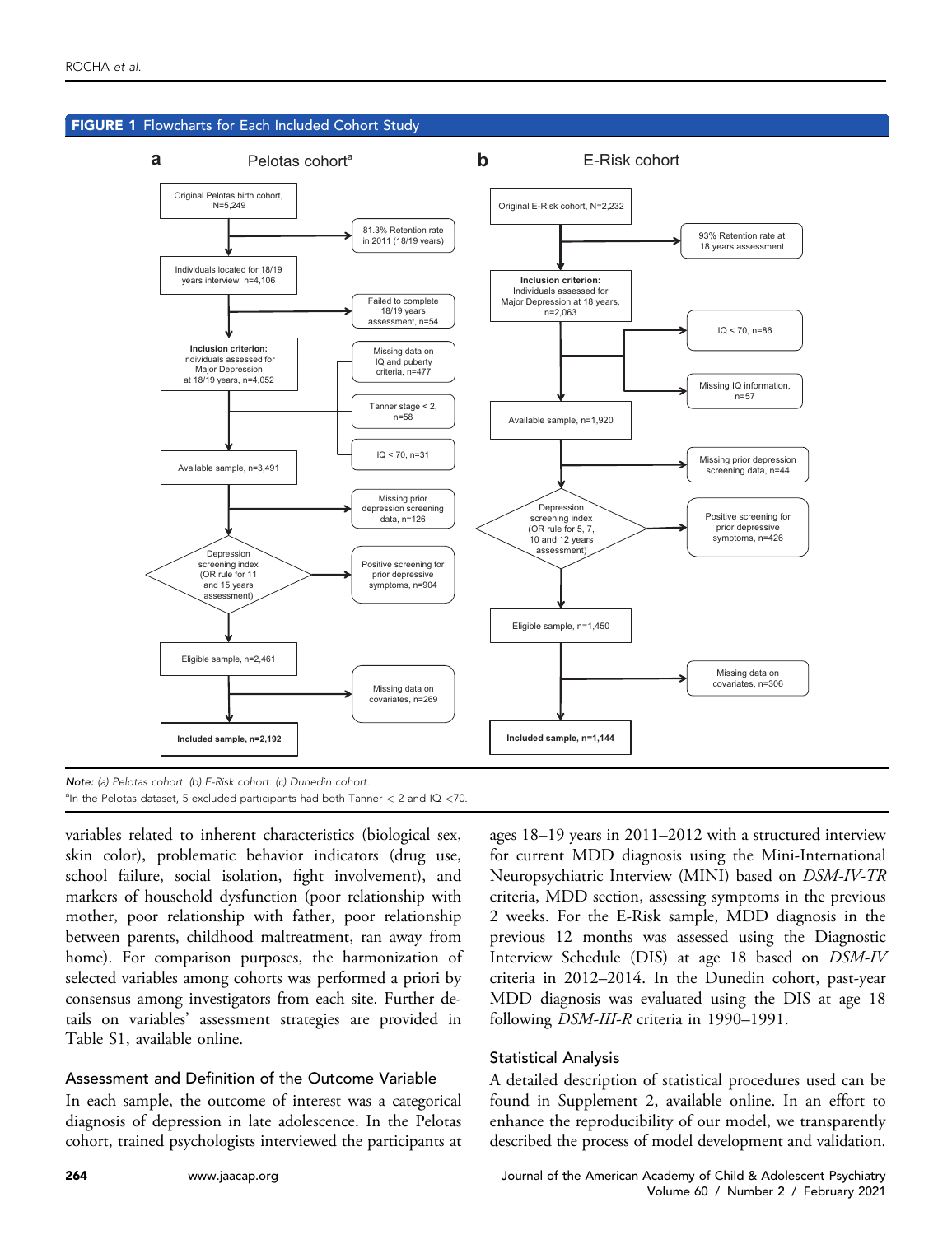**FIGURE 1** Flowcharts for Each Included Cohort Study

**a** Pelotas cohort[a]

- Original Pelotas birth cohort, N=5,249
  - → 81.3% Retention rate in 2011 (18/19 years)
- Individuals located for 18/19 years interview, n=4,106
  - → Failed to complete 18/19 years assessment, n=54
- **Inclusion criterion:** Individuals assessed for Major Depression at 18/19 years, n=4,052
  - → Missing data on IQ and puberty criteria, n=477
  - → Tanner stage < 2, n=58
  - → IQ < 70, n=31
- Available sample, n=3,491
  - → Missing prior depression screening data, n=126
- Depression screening index (OR rule for 11 and 15 years assessment)
  - → Positive screening for prior depressive symptoms, n=904
- Eligible sample, n=2,461
  - → Missing data on covariates, n=269
- **Included sample, n=2,192**

**b** E-Risk cohort

- Original E-Risk cohort, N=2,232
  - → 93% Retention rate at 18 years assessment
- **Inclusion criterion:** Individuals assessed for Major Depression at 18 years, n=2,063
  - → IQ < 70, n=86
  - → Missing IQ information, n=57
- Available sample, n=1,920
  - → Missing prior depression screening data, n=44
- Depression screening index (OR rule for 5, 7, 10 and 12 years assessment)
  - → Positive screening for prior depressive symptoms, n=426
- Eligible sample, n=1,450
  - → Missing data on covariates, n=306
- **Included sample, n=1,144**

*Note: (a) Pelotas cohort. (b) E-Risk cohort. (c) Dunedin cohort.*
[a]In the Pelotas dataset, 5 excluded participants had both Tanner < 2 and IQ <70.

variables related to inherent characteristics (biological sex, skin color), problematic behavior indicators (drug use, school failure, social isolation, fight involvement), and markers of household dysfunction (poor relationship with mother, poor relationship with father, poor relationship between parents, childhood maltreatment, ran away from home). For comparison purposes, the harmonization of selected variables among cohorts was performed a priori by consensus among investigators from each site. Further details on variables' assessment strategies are provided in Table S1, available online.

### Assessment and Definition of the Outcome Variable

In each sample, the outcome of interest was a categorical diagnosis of depression in late adolescence. In the Pelotas cohort, trained psychologists interviewed the participants at ages 18–19 years in 2011–2012 with a structured interview for current MDD diagnosis using the Mini-International Neuropsychiatric Interview (MINI) based on *DSM-IV-TR* criteria, MDD section, assessing symptoms in the previous 2 weeks. For the E-Risk sample, MDD diagnosis in the previous 12 months was assessed using the Diagnostic Interview Schedule (DIS) at age 18 based on *DSM-IV* criteria in 2012–2014. In the Dunedin cohort, past-year MDD diagnosis was evaluated using the DIS at age 18 following *DSM-III-R* criteria in 1990–1991.

### Statistical Analysis

A detailed description of statistical procedures used can be found in Supplement 2, available online. In an effort to enhance the reproducibility of our model, we transparently described the process of model development and validation.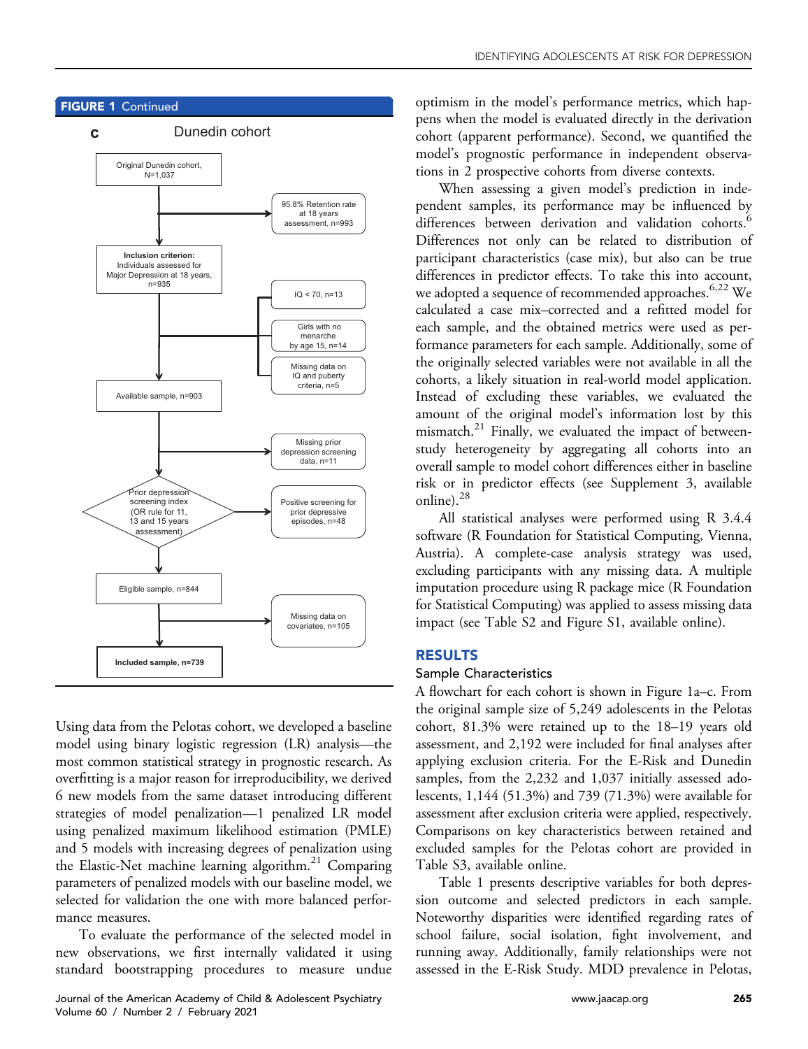**FIGURE 1** Continued

**c** Dunedin cohort

Original Dunedin cohort, N=1,037

→ 95.8% Retention rate at 18 years assessment, n=993

**Inclusion criterion:** Individuals assessed for Major Depression at 18 years, n=935

→ IQ < 70, n=13

→ Girls with no menarche by age 15, n=14

→ Missing data on IQ and puberty criteria, n=5

Available sample, n=903

→ Missing prior depression screening data, n=11

Prior depression screening index (OR rule for 11, 13 and 15 years assessment)

→ Positive screening for prior depressive episodes, n=48

Eligible sample, n=844

→ Missing data on covariates, n=105

**Included sample, n=739**

Using data from the Pelotas cohort, we developed a baseline model using binary logistic regression (LR) analysis—the most common statistical strategy in prognostic research. As overfitting is a major reason for irreproducibility, we derived 6 new models from the same dataset introducing different strategies of model penalization—1 penalized LR model using penalized maximum likelihood estimation (PMLE) and 5 models with increasing degrees of penalization using the Elastic-Net machine learning algorithm.[21] Comparing parameters of penalized models with our baseline model, we selected for validation the one with more balanced performance measures.

To evaluate the performance of the selected model in new observations, we first internally validated it using standard bootstrapping procedures to measure undue optimism in the model's performance metrics, which happens when the model is evaluated directly in the derivation cohort (apparent performance). Second, we quantified the model's prognostic performance in independent observations in 2 prospective cohorts from diverse contexts.

When assessing a given model's prediction in independent samples, its performance may be influenced by differences between derivation and validation cohorts.[6] Differences not only can be related to distribution of participant characteristics (case mix), but also can be true differences in predictor effects. To take this into account, we adopted a sequence of recommended approaches.[6,22] We calculated a case mix–corrected and a refitted model for each sample, and the obtained metrics were used as performance parameters for each sample. Additionally, some of the originally selected variables were not available in all the cohorts, a likely situation in real-world model application. Instead of excluding these variables, we evaluated the amount of the original model's information lost by this mismatch.[21] Finally, we evaluated the impact of between-study heterogeneity by aggregating all cohorts into an overall sample to model cohort differences either in baseline risk or in predictor effects (see Supplement 3, available online).[28]

All statistical analyses were performed using R 3.4.4 software (R Foundation for Statistical Computing, Vienna, Austria). A complete-case analysis strategy was used, excluding participants with any missing data. A multiple imputation procedure using R package mice (R Foundation for Statistical Computing) was applied to assess missing data impact (see Table S2 and Figure S1, available online).

## RESULTS

### Sample Characteristics

A flowchart for each cohort is shown in Figure 1a–c. From the original sample size of 5,249 adolescents in the Pelotas cohort, 81.3% were retained up to the 18–19 years old assessment, and 2,192 were included for final analyses after applying exclusion criteria. For the E-Risk and Dunedin samples, from the 2,232 and 1,037 initially assessed adolescents, 1,144 (51.3%) and 739 (71.3%) were available for assessment after exclusion criteria were applied, respectively. Comparisons on key characteristics between retained and excluded samples for the Pelotas cohort are provided in Table S3, available online.

Table 1 presents descriptive variables for both depression outcome and selected predictors in each sample. Noteworthy disparities were identified regarding rates of school failure, social isolation, fight involvement, and running away. Additionally, family relationships were not assessed in the E-Risk Study. MDD prevalence in Pelotas,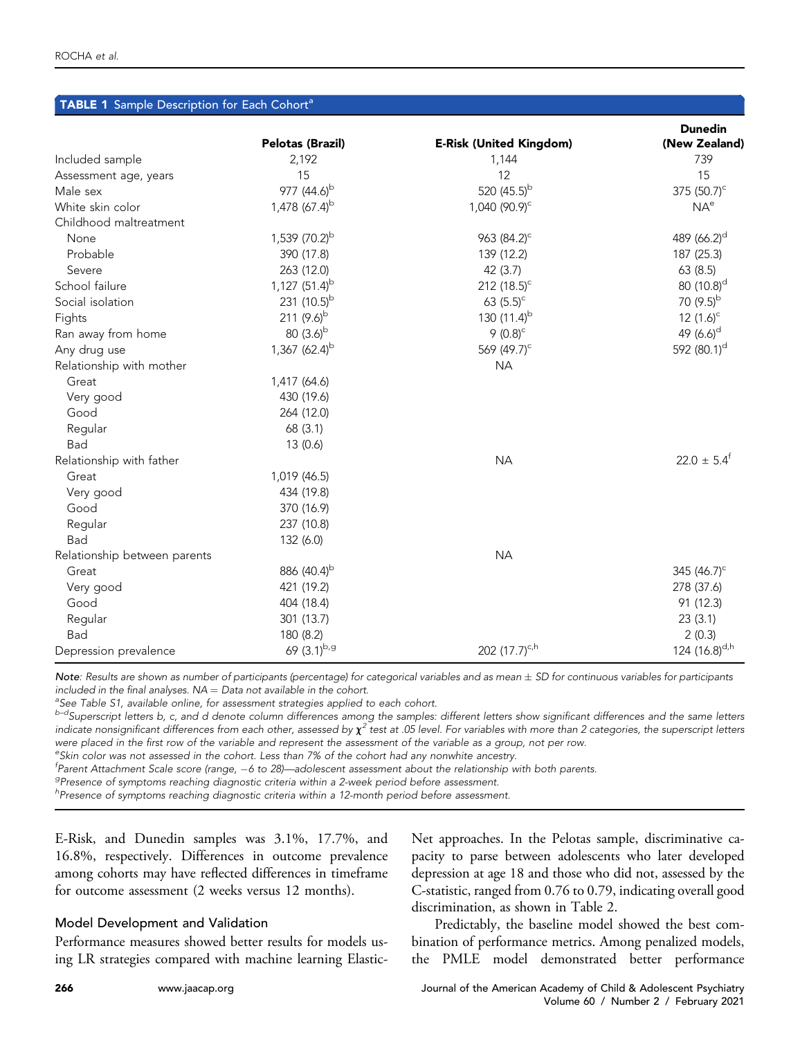**TABLE 1** Sample Description for Each Cohort[a]

| | Pelotas (Brazil) | E-Risk (United Kingdom) | Dunedin (New Zealand) |
|---|---|---|---|
| Included sample | 2,192 | 1,144 | 739 |
| Assessment age, years | 15 | 12 | 15 |
| Male sex | 977 (44.6)[b] | 520 (45.5)[b] | 375 (50.7)[c] |
| White skin color | 1,478 (67.4)[b] | 1,040 (90.9)[c] | NA[e] |
| Childhood maltreatment | | | |
| None | 1,539 (70.2)[b] | 963 (84.2)[c] | 489 (66.2)[d] |
| Probable | 390 (17.8) | 139 (12.2) | 187 (25.3) |
| Severe | 263 (12.0) | 42 (3.7) | 63 (8.5) |
| School failure | 1,127 (51.4)[b] | 212 (18.5)[c] | 80 (10.8)[d] |
| Social isolation | 231 (10.5)[b] | 63 (5.5)[c] | 70 (9.5)[b] |
| Fights | 211 (9.6)[b] | 130 (11.4)[b] | 12 (1.6)[c] |
| Ran away from home | 80 (3.6)[b] | 9 (0.8)[c] | 49 (6.6)[d] |
| Any drug use | 1,367 (62.4)[b] | 569 (49.7)[c] | 592 (80.1)[d] |
| Relationship with mother | | NA | |
| Great | 1,417 (64.6) | | |
| Very good | 430 (19.6) | | |
| Good | 264 (12.0) | | |
| Regular | 68 (3.1) | | |
| Bad | 13 (0.6) | | |
| Relationship with father | | NA | 22.0 ± 5.4[f] |
| Great | 1,019 (46.5) | | |
| Very good | 434 (19.8) | | |
| Good | 370 (16.9) | | |
| Regular | 237 (10.8) | | |
| Bad | 132 (6.0) | | |
| Relationship between parents | | NA | |
| Great | 886 (40.4)[b] | | 345 (46.7)[c] |
| Very good | 421 (19.2) | | 278 (37.6) |
| Good | 404 (18.4) | | 91 (12.3) |
| Regular | 301 (13.7) | | 23 (3.1) |
| Bad | 180 (8.2) | | 2 (0.3) |
| Depression prevalence | 69 (3.1)[b,g] | 202 (17.7)[c,h] | 124 (16.8)[d,h] |

*Note: Results are shown as number of participants (percentage) for categorical variables and as mean ± SD for continuous variables for participants included in the final analyses. NA = Data not available in the cohort.*

[a]*See Table S1, available online, for assessment strategies applied to each cohort.*

[b–d]*Superscript letters b, c, and d denote column differences among the samples: different letters show significant differences and the same letters indicate nonsignificant differences from each other, assessed by $\chi^2$ test at .05 level. For variables with more than 2 categories, the superscript letters were placed in the first row of the variable and represent the assessment of the variable as a group, not per row.*

[e]*Skin color was not assessed in the cohort. Less than 7% of the cohort had any nonwhite ancestry.*

[f]*Parent Attachment Scale score (range, −6 to 28)—adolescent assessment about the relationship with both parents.*

[g]*Presence of symptoms reaching diagnostic criteria within a 2-week period before assessment.*

[h]*Presence of symptoms reaching diagnostic criteria within a 12-month period before assessment.*

E-Risk, and Dunedin samples was 3.1%, 17.7%, and 16.8%, respectively. Differences in outcome prevalence among cohorts may have reflected differences in timeframe for outcome assessment (2 weeks versus 12 months).

### Model Development and Validation

Performance measures showed better results for models using LR strategies compared with machine learning Elastic-Net approaches. In the Pelotas sample, discriminative capacity to parse between adolescents who later developed depression at age 18 and those who did not, assessed by the C-statistic, ranged from 0.76 to 0.79, indicating overall good discrimination, as shown in Table 2.

Predictably, the baseline model showed the best combination of performance metrics. Among penalized models, the PMLE model demonstrated better performance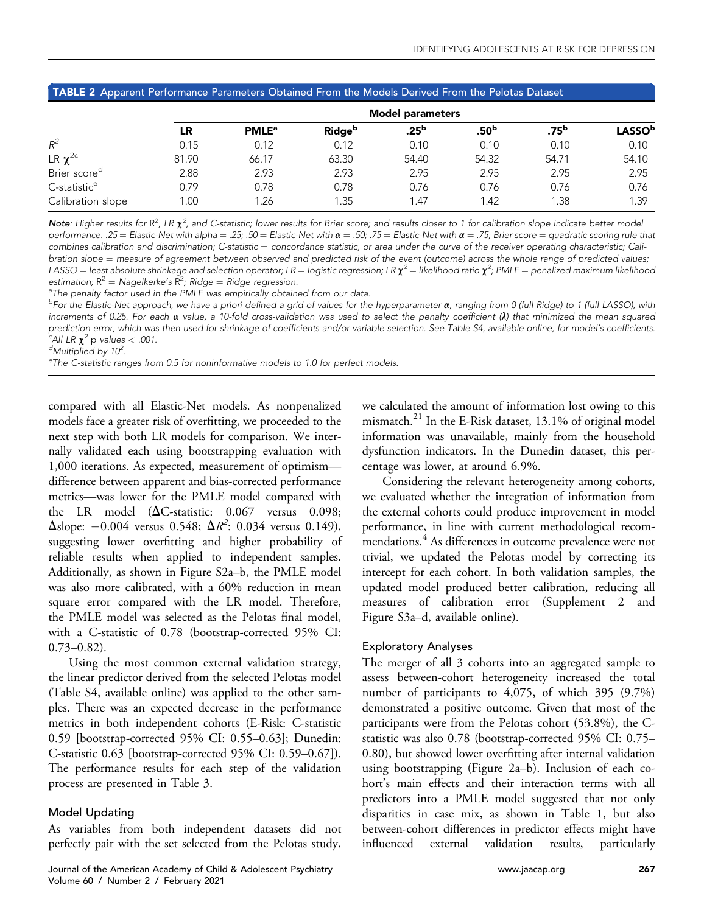**TABLE 2** Apparent Performance Parameters Obtained From the Models Derived From the Pelotas Dataset

| | Model parameters | | | | | | |
|---|---|---|---|---|---|---|---|
| | LR | PMLE[a] | Ridge[b] | .25[b] | .50[b] | .75[b] | LASSO[b] |
| $R^2$ | 0.15 | 0.12 | 0.12 | 0.10 | 0.10 | 0.10 | 0.10 |
| LR $\chi^2$[c] | 81.90 | 66.17 | 63.30 | 54.40 | 54.32 | 54.71 | 54.10 |
| Brier score[d] | 2.88 | 2.93 | 2.93 | 2.95 | 2.95 | 2.95 | 2.95 |
| C-statistic[e] | 0.79 | 0.78 | 0.78 | 0.76 | 0.76 | 0.76 | 0.76 |
| Calibration slope | 1.00 | 1.26 | 1.35 | 1.47 | 1.42 | 1.38 | 1.39 |

*Note*: Higher results for $R^2$, LR $\chi^2$, and C-statistic; lower results for Brier score; and results closer to 1 for calibration slope indicate better model performance. .25 = Elastic-Net with alpha = .25; .50 = Elastic-Net with $\alpha$ = .50; .75 = Elastic-Net with $\alpha$ = .75; Brier score = quadratic scoring rule that combines calibration and discrimination; C-statistic = concordance statistic, or area under the curve of the receiver operating characteristic; Calibration slope = measure of agreement between observed and predicted risk of the event (outcome) across the whole range of predicted values; LASSO = least absolute shrinkage and selection operator; LR = logistic regression; LR $\chi^2$ = likelihood ratio $\chi^2$; PMLE = penalized maximum likelihood estimation; $R^2$ = Nagelkerke's $R^2$; Ridge = Ridge regression.

[a]The penalty factor used in the PMLE was empirically obtained from our data.

[b]For the Elastic-Net approach, we have a priori defined a grid of values for the hyperparameter $\alpha$, ranging from 0 (full Ridge) to 1 (full LASSO), with increments of 0.25. For each $\alpha$ value, a 10-fold cross-validation was used to select the penalty coefficient ($\lambda$) that minimized the mean squared prediction error, which was then used for shrinkage of coefficients and/or variable selection. See Table S4, available online, for model's coefficients.

[c]All LR $\chi^2$ p values < .001.

[d]Multiplied by $10^2$.

[e]The C-statistic ranges from 0.5 for noninformative models to 1.0 for perfect models.

compared with all Elastic-Net models. As nonpenalized models face a greater risk of overfitting, we proceeded to the next step with both LR models for comparison. We internally validated each using bootstrapping evaluation with 1,000 iterations. As expected, measurement of optimism—difference between apparent and bias-corrected performance metrics—was lower for the PMLE model compared with the LR model ($\Delta$C-statistic: 0.067 versus 0.098; $\Delta$slope: −0.004 versus 0.548; $\Delta R^2$: 0.034 versus 0.149), suggesting lower overfitting and higher probability of reliable results when applied to independent samples. Additionally, as shown in Figure S2a–b, the PMLE model was also more calibrated, with a 60% reduction in mean square error compared with the LR model. Therefore, the PMLE model was selected as the Pelotas final model, with a C-statistic of 0.78 (bootstrap-corrected 95% CI: 0.73–0.82).

Using the most common external validation strategy, the linear predictor derived from the selected Pelotas model (Table S4, available online) was applied to the other samples. There was an expected decrease in the performance metrics in both independent cohorts (E-Risk: C-statistic 0.59 [bootstrap-corrected 95% CI: 0.55–0.63]; Dunedin: C-statistic 0.63 [bootstrap-corrected 95% CI: 0.59–0.67]). The performance results for each step of the validation process are presented in Table 3.

### Model Updating

As variables from both independent datasets did not perfectly pair with the set selected from the Pelotas study, we calculated the amount of information lost owing to this mismatch.[21] In the E-Risk dataset, 13.1% of original model information was unavailable, mainly from the household dysfunction indicators. In the Dunedin dataset, this percentage was lower, at around 6.9%.

Considering the relevant heterogeneity among cohorts, we evaluated whether the integration of information from the external cohorts could produce improvement in model performance, in line with current methodological recommendations.[4] As differences in outcome prevalence were not trivial, we updated the Pelotas model by correcting its intercept for each cohort. In both validation samples, the updated model produced better calibration, reducing all measures of calibration error (Supplement 2 and Figure S3a–d, available online).

### Exploratory Analyses

The merger of all 3 cohorts into an aggregated sample to assess between-cohort heterogeneity increased the total number of participants to 4,075, of which 395 (9.7%) demonstrated a positive outcome. Given that most of the participants were from the Pelotas cohort (53.8%), the C-statistic was also 0.78 (bootstrap-corrected 95% CI: 0.75–0.80), but showed lower overfitting after internal validation using bootstrapping (Figure 2a–b). Inclusion of each cohort's main effects and their interaction terms with all predictors into a PMLE model suggested that not only disparities in case mix, as shown in Table 1, but also between-cohort differences in predictor effects might have influenced external validation results, particularly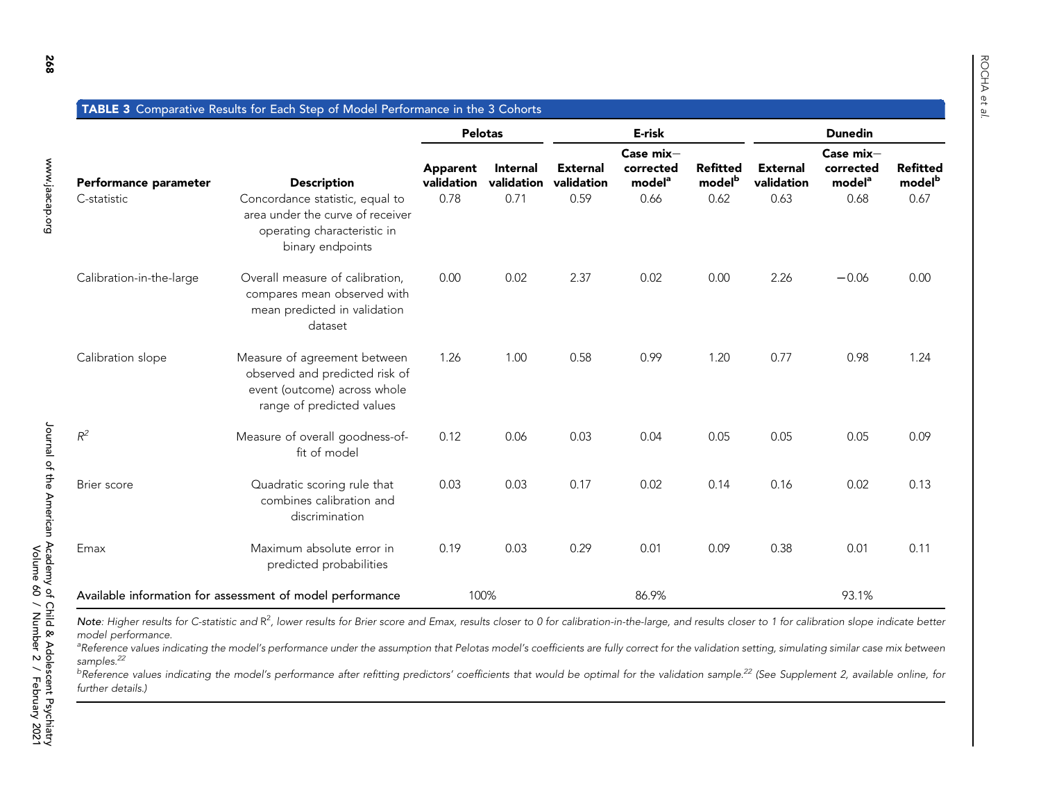**TABLE 3** Comparative Results for Each Step of Model Performance in the 3 Cohorts

| Performance parameter | Description | Pelotas | | E-risk | | | Dunedin | | |
|---|---|---|---|---|---|---|---|---|---|
| | | Apparent validation | Internal validation | External validation | Case mix–corrected model[a] | Refitted model[b] | External validation | Case mix–corrected model[a] | Refitted model[b] |
| C-statistic | Concordance statistic, equal to area under the curve of receiver operating characteristic in binary endpoints | 0.78 | 0.71 | 0.59 | 0.66 | 0.62 | 0.63 | 0.68 | 0.67 |
| Calibration-in-the-large | Overall measure of calibration, compares mean observed with mean predicted in validation dataset | 0.00 | 0.02 | 2.37 | 0.02 | 0.00 | 2.26 | −0.06 | 0.00 |
| Calibration slope | Measure of agreement between observed and predicted risk of event (outcome) across whole range of predicted values | 1.26 | 1.00 | 0.58 | 0.99 | 1.20 | 0.77 | 0.98 | 1.24 |
| $R^2$ | Measure of overall goodness-of-fit of model | 0.12 | 0.06 | 0.03 | 0.04 | 0.05 | 0.05 | 0.05 | 0.09 |
| Brier score | Quadratic scoring rule that combines calibration and discrimination | 0.03 | 0.03 | 0.17 | 0.02 | 0.14 | 0.16 | 0.02 | 0.13 |
| Emax | Maximum absolute error in predicted probabilities | 0.19 | 0.03 | 0.29 | 0.01 | 0.09 | 0.38 | 0.01 | 0.11 |
| Available information for assessment of model performance | | 100% | | 86.9% | | | 93.1% | | |

*Note*: Higher results for C-statistic and $R^2$, lower results for Brier score and Emax, results closer to 0 for calibration-in-the-large, and results closer to 1 for calibration slope indicate better model performance.

[a]Reference values indicating the model's performance under the assumption that Pelotas model's coefficients are fully correct for the validation setting, simulating similar case mix between samples.[22]

[b]Reference values indicating the model's performance after refitting predictors' coefficients that would be optimal for the validation sample.[22] (See Supplement 2, available online, for further details.)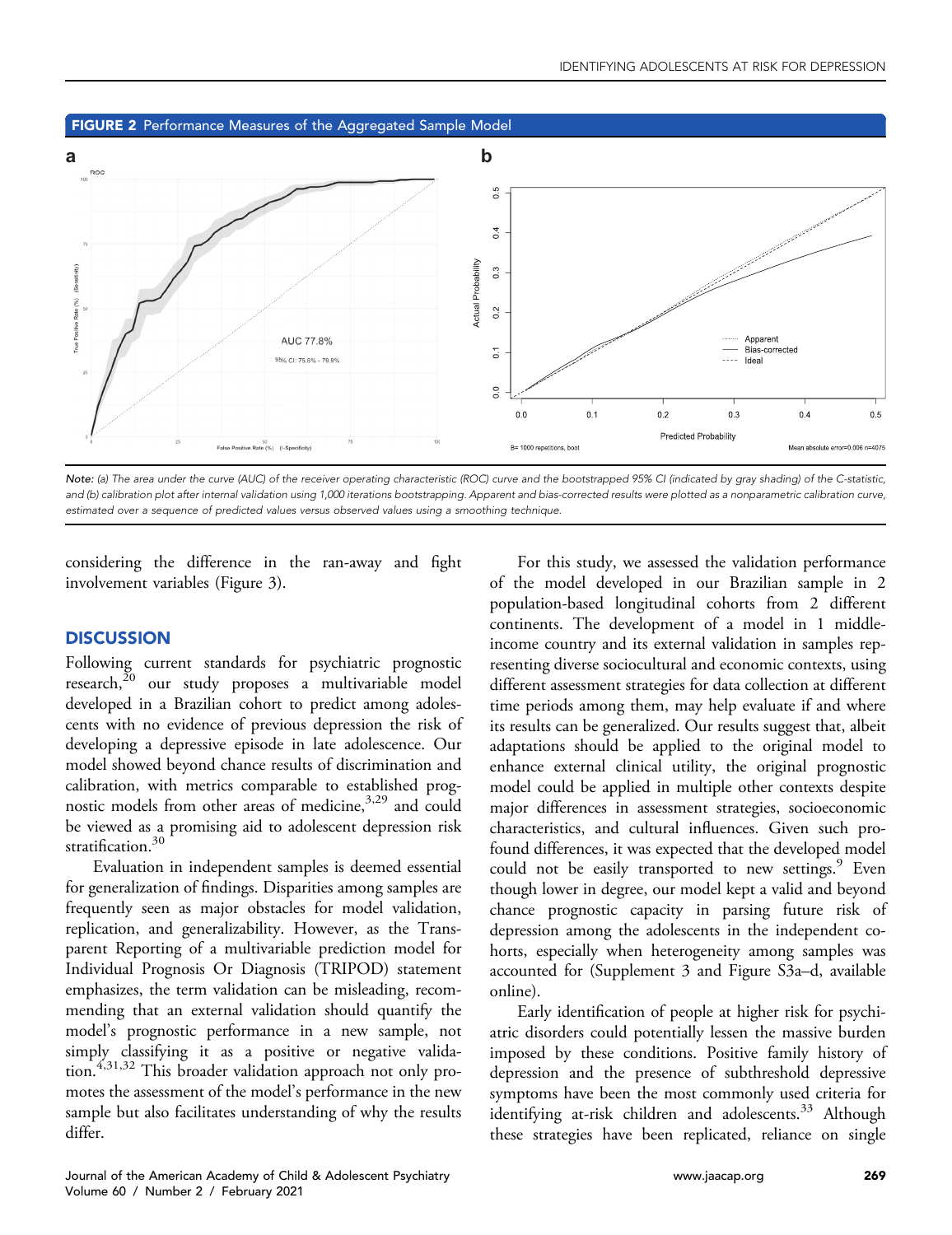**FIGURE 2** Performance Measures of the Aggregated Sample Model

*Note: (a) The area under the curve (AUC) of the receiver operating characteristic (ROC) curve and the bootstrapped 95% CI (indicated by gray shading) of the C-statistic, and (b) calibration plot after internal validation using 1,000 iterations bootstrapping. Apparent and bias-corrected results were plotted as a nonparametric calibration curve, estimated over a sequence of predicted values versus observed values using a smoothing technique.*

considering the difference in the ran-away and fight involvement variables (Figure 3).

## DISCUSSION

Following current standards for psychiatric prognostic research,[20] our study proposes a multivariable model developed in a Brazilian cohort to predict among adolescents with no evidence of previous depression the risk of developing a depressive episode in late adolescence. Our model showed beyond chance results of discrimination and calibration, with metrics comparable to established prognostic models from other areas of medicine,[3,29] and could be viewed as a promising aid to adolescent depression risk stratification.[30]

Evaluation in independent samples is deemed essential for generalization of findings. Disparities among samples are frequently seen as major obstacles for model validation, replication, and generalizability. However, as the Transparent Reporting of a multivariable prediction model for Individual Prognosis Or Diagnosis (TRIPOD) statement emphasizes, the term validation can be misleading, recommending that an external validation should quantify the model's prognostic performance in a new sample, not simply classifying it as a positive or negative validation.[4,31,32] This broader validation approach not only promotes the assessment of the model's performance in the new sample but also facilitates understanding of why the results differ.

For this study, we assessed the validation performance of the model developed in our Brazilian sample in 2 population-based longitudinal cohorts from 2 different continents. The development of a model in 1 middle-income country and its external validation in samples representing diverse sociocultural and economic contexts, using different assessment strategies for data collection at different time periods among them, may help evaluate if and where its results can be generalized. Our results suggest that, albeit adaptations should be applied to the original model to enhance external clinical utility, the original prognostic model could be applied in multiple other contexts despite major differences in assessment strategies, socioeconomic characteristics, and cultural influences. Given such profound differences, it was expected that the developed model could not be easily transported to new settings.[9] Even though lower in degree, our model kept a valid and beyond chance prognostic capacity in parsing future risk of depression among the adolescents in the independent cohorts, especially when heterogeneity among samples was accounted for (Supplement 3 and Figure S3a–d, available online).

Early identification of people at higher risk for psychiatric disorders could potentially lessen the massive burden imposed by these conditions. Positive family history of depression and the presence of subthreshold depressive symptoms have been the most commonly used criteria for identifying at-risk children and adolescents.[33] Although these strategies have been replicated, reliance on single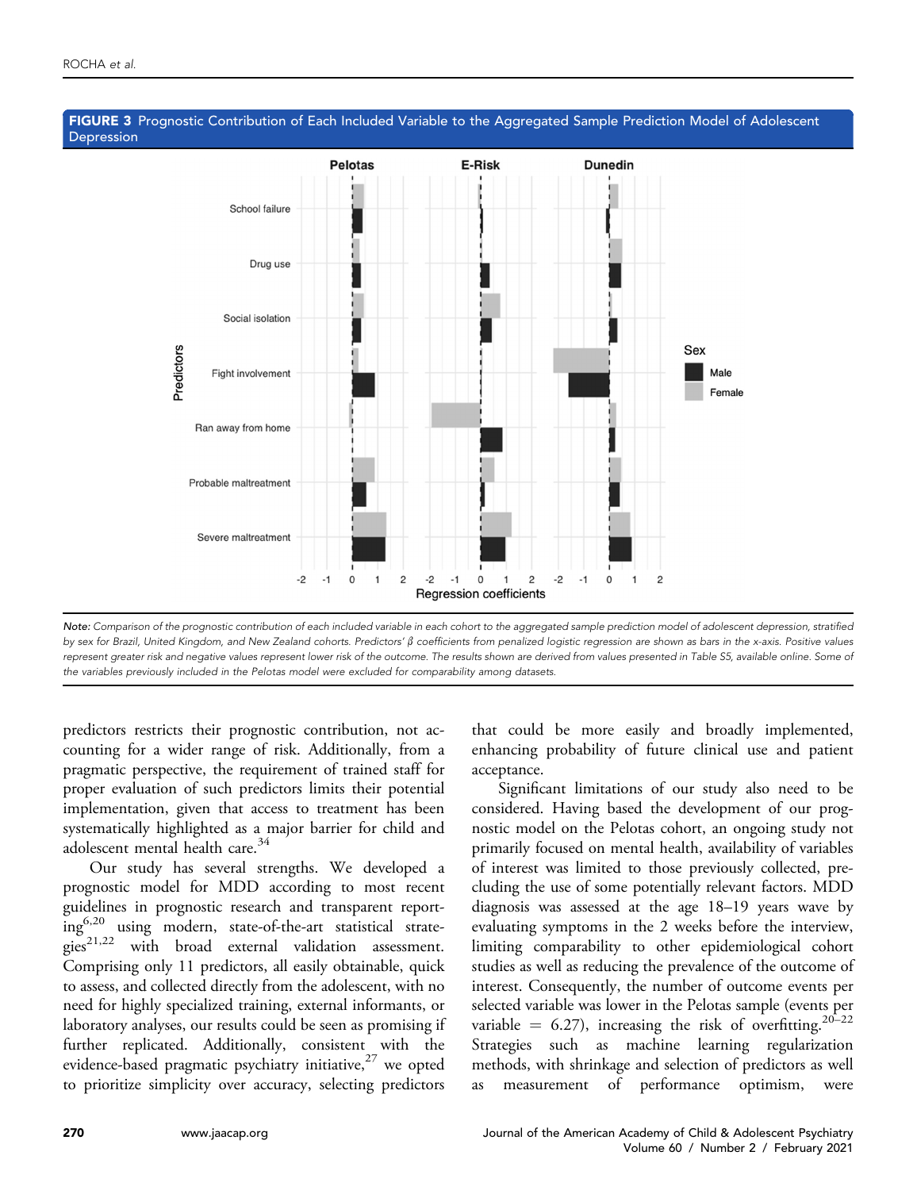**FIGURE 3** Prognostic Contribution of Each Included Variable to the Aggregated Sample Prediction Model of Adolescent Depression

*Note: Comparison of the prognostic contribution of each included variable in each cohort to the aggregated sample prediction model of adolescent depression, stratified by sex for Brazil, United Kingdom, and New Zealand cohorts. Predictors' β coefficients from penalized logistic regression are shown as bars in the x-axis. Positive values represent greater risk and negative values represent lower risk of the outcome. The results shown are derived from values presented in Table S5, available online. Some of the variables previously included in the Pelotas model were excluded for comparability among datasets.*

predictors restricts their prognostic contribution, not accounting for a wider range of risk. Additionally, from a pragmatic perspective, the requirement of trained staff for proper evaluation of such predictors limits their potential implementation, given that access to treatment has been systematically highlighted as a major barrier for child and adolescent mental health care.[34]

Our study has several strengths. We developed a prognostic model for MDD according to most recent guidelines in prognostic research and transparent reporting[6,20] using modern, state-of-the-art statistical strategies[21,22] with broad external validation assessment. Comprising only 11 predictors, all easily obtainable, quick to assess, and collected directly from the adolescent, with no need for highly specialized training, external informants, or laboratory analyses, our results could be seen as promising if further replicated. Additionally, consistent with the evidence-based pragmatic psychiatry initiative,[27] we opted to prioritize simplicity over accuracy, selecting predictors that could be more easily and broadly implemented, enhancing probability of future clinical use and patient acceptance.

Significant limitations of our study also need to be considered. Having based the development of our prognostic model on the Pelotas cohort, an ongoing study not primarily focused on mental health, availability of variables of interest was limited to those previously collected, precluding the use of some potentially relevant factors. MDD diagnosis was assessed at the age 18–19 years wave by evaluating symptoms in the 2 weeks before the interview, limiting comparability to other epidemiological cohort studies as well as reducing the prevalence of the outcome of interest. Consequently, the number of outcome events per selected variable was lower in the Pelotas sample (events per variable = 6.27), increasing the risk of overfitting.[20–22] Strategies such as machine learning regularization methods, with shrinkage and selection of predictors as well as measurement of performance optimism, were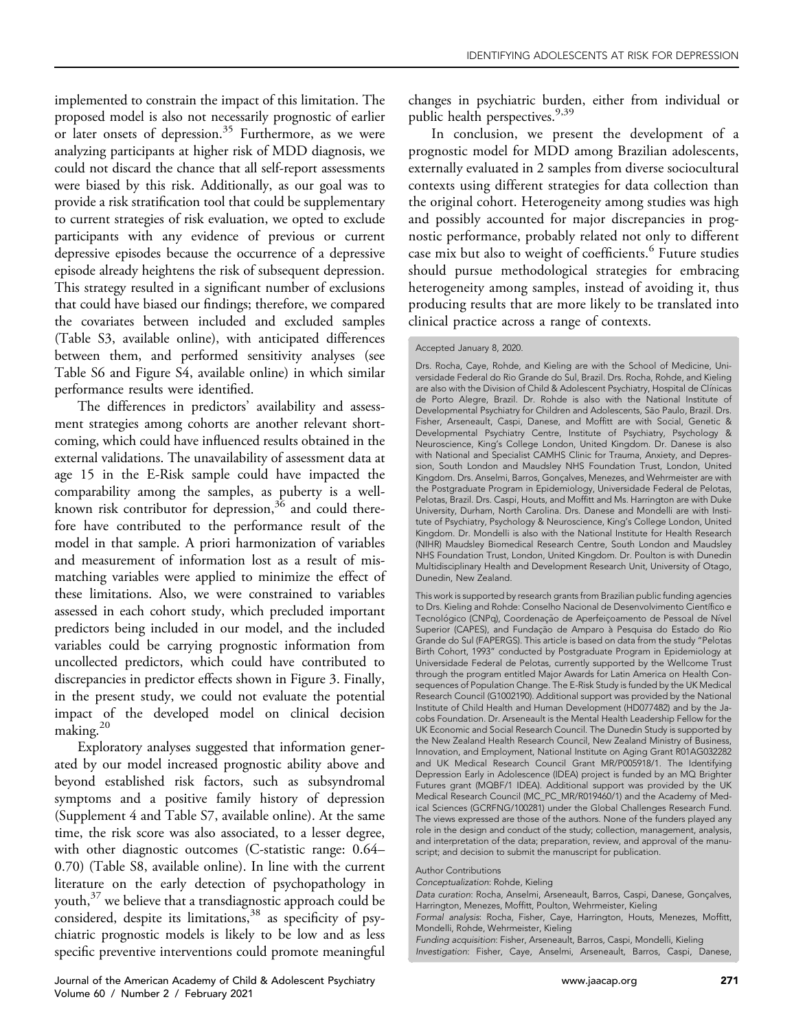implemented to constrain the impact of this limitation. The proposed model is also not necessarily prognostic of earlier or later onsets of depression.[35] Furthermore, as we were analyzing participants at higher risk of MDD diagnosis, we could not discard the chance that all self-report assessments were biased by this risk. Additionally, as our goal was to provide a risk stratification tool that could be supplementary to current strategies of risk evaluation, we opted to exclude participants with any evidence of previous or current depressive episodes because the occurrence of a depressive episode already heightens the risk of subsequent depression. This strategy resulted in a significant number of exclusions that could have biased our findings; therefore, we compared the covariates between included and excluded samples (Table S3, available online), with anticipated differences between them, and performed sensitivity analyses (see Table S6 and Figure S4, available online) in which similar performance results were identified.

The differences in predictors' availability and assessment strategies among cohorts are another relevant shortcoming, which could have influenced results obtained in the external validations. The unavailability of assessment data at age 15 in the E-Risk sample could have impacted the comparability among the samples, as puberty is a well-known risk contributor for depression,[36] and could therefore have contributed to the performance result of the model in that sample. A priori harmonization of variables and measurement of information lost as a result of mismatching variables were applied to minimize the effect of these limitations. Also, we were constrained to variables assessed in each cohort study, which precluded important predictors being included in our model, and the included variables could be carrying prognostic information from uncollected predictors, which could have contributed to discrepancies in predictor effects shown in Figure 3. Finally, in the present study, we could not evaluate the potential impact of the developed model on clinical decision making.[20]

Exploratory analyses suggested that information generated by our model increased prognostic ability above and beyond established risk factors, such as subsyndromal symptoms and a positive family history of depression (Supplement 4 and Table S7, available online). At the same time, the risk score was also associated, to a lesser degree, with other diagnostic outcomes (C-statistic range: 0.64–0.70) (Table S8, available online). In line with the current literature on the early detection of psychopathology in youth,[37] we believe that a transdiagnostic approach could be considered, despite its limitations,[38] as specificity of psychiatric prognostic models is likely to be low and as less specific preventive interventions could promote meaningful changes in psychiatric burden, either from individual or public health perspectives.[9,39]

In conclusion, we present the development of a prognostic model for MDD among Brazilian adolescents, externally evaluated in 2 samples from diverse sociocultural contexts using different strategies for data collection than the original cohort. Heterogeneity among studies was high and possibly accounted for major discrepancies in prognostic performance, probably related not only to different case mix but also to weight of coefficients.[6] Future studies should pursue methodological strategies for embracing heterogeneity among samples, instead of avoiding it, thus producing results that are more likely to be translated into clinical practice across a range of contexts.

Accepted January 8, 2020.

Drs. Rocha, Caye, Rohde, and Kieling are with the School of Medicine, Universidade Federal do Rio Grande do Sul, Brazil. Drs. Rocha, Rohde, and Kieling are also with the Division of Child & Adolescent Psychiatry, Hospital de Clínicas de Porto Alegre, Brazil. Dr. Rohde is also with the National Institute of Developmental Psychiatry for Children and Adolescents, São Paulo, Brazil. Drs. Fisher, Arseneault, Caspi, Danese, and Moffitt are with Social, Genetic & Developmental Psychiatry Centre, Institute of Psychiatry, Psychology & Neuroscience, King's College London, United Kingdom. Dr. Danese is also with National and Specialist CAMHS Clinic for Trauma, Anxiety, and Depression, South London and Maudsley NHS Foundation Trust, London, United Kingdom. Drs. Anselmi, Barros, Gonçalves, Menezes, and Wehrmeister are with the Postgraduate Program in Epidemiology, Universidade Federal de Pelotas, Pelotas, Brazil. Drs. Caspi, Houts, and Moffitt and Ms. Harrington are with Duke University, Durham, North Carolina. Drs. Danese and Mondelli are with Institute of Psychiatry, Psychology & Neuroscience, King's College London, United Kingdom. Dr. Mondelli is also with the National Institute for Health Research (NIHR) Maudsley Biomedical Research Centre, South London and Maudsley NHS Foundation Trust, London, United Kingdom. Dr. Poulton is with Dunedin Multidisciplinary Health and Development Research Unit, University of Otago, Dunedin, New Zealand.

This work is supported by research grants from Brazilian public funding agencies to Drs. Kieling and Rohde: Conselho Nacional de Desenvolvimento Científico e Tecnológico (CNPq), Coordenação de Aperfeiçoamento de Pessoal de Nível Superior (CAPES), and Fundação de Amparo à Pesquisa do Estado do Rio Grande do Sul (FAPERGS). This article is based on data from the study "Pelotas Birth Cohort, 1993" conducted by Postgraduate Program in Epidemiology at Universidade Federal de Pelotas, currently supported by the Wellcome Trust through the program entitled Major Awards for Latin America on Health Consequences of Population Change. The E-Risk Study is funded by the UK Medical Research Council (G1002190). Additional support was provided by the National Institute of Child Health and Human Development (HD077482) and by the Jacobs Foundation. Dr. Arseneault is the Mental Health Leadership Fellow for the UK Economic and Social Research Council. The Dunedin Study is supported by the New Zealand Health Research Council, New Zealand Ministry of Business, Innovation, and Employment, National Institute on Aging Grant R01AG032282 and UK Medical Research Council Grant MR/P005918/1. The Identifying Depression Early in Adolescence (IDEA) project is funded by an MQ Brighter Futures grant (MQBF/1 IDEA). Additional support was provided by the UK Medical Research Council (MC_PC_MR/R019460/1) and the Academy of Medical Sciences (GCRFNG/100281) under the Global Challenges Research Fund. The views expressed are those of the authors. None of the funders played any role in the design and conduct of the study; collection, management, analysis, and interpretation of the data; preparation, review, and approval of the manuscript; and decision to submit the manuscript for publication.

Author Contributions

*Conceptualization*: Rohde, Kieling

*Data curation*: Rocha, Anselmi, Arseneault, Barros, Caspi, Danese, Gonçalves, Harrington, Menezes, Moffitt, Poulton, Wehrmeister, Kieling

*Formal analysis*: Rocha, Fisher, Caye, Harrington, Houts, Menezes, Moffitt, Mondelli, Rohde, Wehrmeister, Kieling

*Funding acquisition*: Fisher, Arseneault, Barros, Caspi, Mondelli, Kieling

*Investigation*: Fisher, Caye, Anselmi, Arseneault, Barros, Caspi, Danese,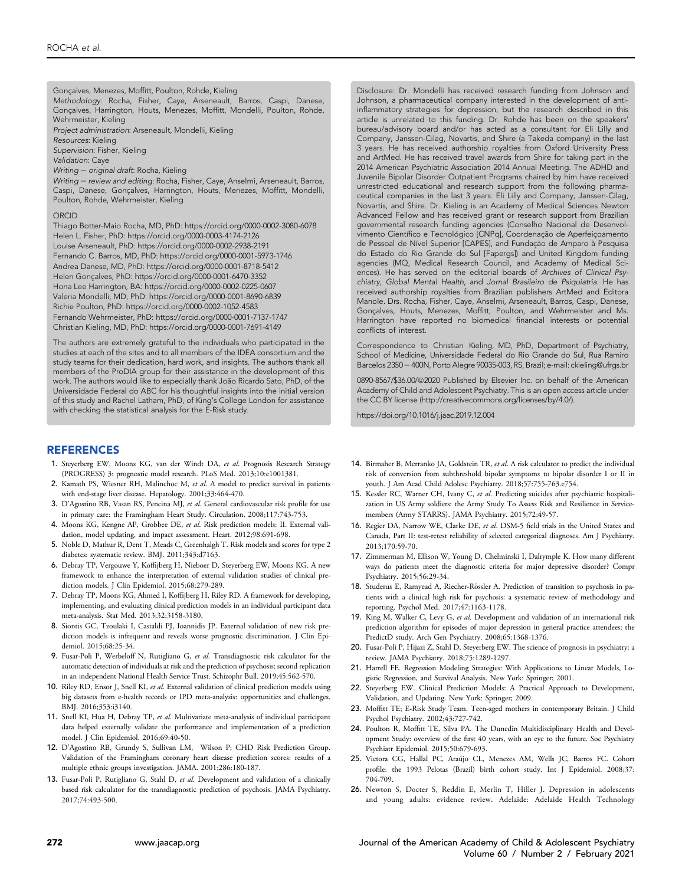Gonçalves, Menezes, Moffitt, Poulton, Rohde, Kieling

*Methodology*: Rocha, Fisher, Caye, Arseneault, Barros, Caspi, Danese, Gonçalves, Harrington, Houts, Menezes, Moffitt, Mondelli, Poulton, Rohde, Wehrmeister, Kieling

*Project administration*: Arseneault, Mondelli, Kieling

*Resources*: Kieling

*Supervision*: Fisher, Kieling

*Validation*: Caye

*Writing — original draft*: Rocha, Kieling

*Writing — review and editing*: Rocha, Fisher, Caye, Anselmi, Arseneault, Barros, Caspi, Danese, Gonçalves, Harrington, Houts, Menezes, Moffitt, Mondelli, Poulton, Rohde, Wehrmeister, Kieling

ORCID

Thiago Botter-Maio Rocha, MD, PhD: https://orcid.org/0000-0002-3080-6078
Helen L. Fisher, PhD: https://orcid.org/0000-0003-4174-2126
Louise Arseneault, PhD: https://orcid.org/0000-0002-2938-2191
Fernando C. Barros, MD, PhD: https://orcid.org/0000-0001-5973-1746
Andrea Danese, MD, PhD: https://orcid.org/0000-0001-8718-5412
Helen Gonçalves, PhD: https://orcid.org/0000-0001-6470-3352
Hona Lee Harrington, BA: https://orcid.org/0000-0002-0225-0607
Valeria Mondelli, MD, PhD: https://orcid.org/0000-0001-8690-6839
Richie Poulton, PhD: https://orcid.org/0000-0002-1052-4583
Fernando Wehrmeister, PhD: https://orcid.org/0000-0001-7137-1747
Christian Kieling, MD, PhD: https://orcid.org/0000-0001-7691-4149

The authors are extremely grateful to the individuals who participated in the studies at each of the sites and to all members of the IDEA consortium and the study teams for their dedication, hard work, and insights. The authors thank all members of the ProDIA group for their assistance in the development of this work. The authors would like to especially thank João Ricardo Sato, PhD, of the Universidade Federal do ABC for his thoughtful insights into the initial version of this study and Rachel Latham, PhD, of King's College London for assistance with checking the statistical analysis for the E-Risk study.

Disclosure: Dr. Mondelli has received research funding from Johnson and Johnson, a pharmaceutical company interested in the development of anti-inflammatory strategies for depression, but the research described in this article is unrelated to this funding. Dr. Rohde has been on the speakers' bureau/advisory board and/or has acted as a consultant for Eli Lilly and Company, Janssen-Cilag, Novartis, and Shire (a Takeda company) in the last 3 years. He has received authorship royalties from Oxford University Press and ArtMed. He has received travel awards from Shire for taking part in the 2014 American Psychiatric Association 2014 Annual Meeting. The ADHD and Juvenile Bipolar Disorder Outpatient Programs chaired by him have received unrestricted educational and research support from the following pharmaceutical companies in the last 3 years: Eli Lilly and Company, Janssen-Cilag, Novartis, and Shire. Dr. Kieling is an Academy of Medical Sciences Newton Advanced Fellow and has received grant or research support from Brazilian governmental research funding agencies (Conselho Nacional de Desenvolvimento Científico e Tecnológico [CNPq], Coordenação de Aperfeiçoamento de Pessoal de Nível Superior [CAPES], and Fundação de Amparo à Pesquisa do Estado do Rio Grande do Sul [Fapergs]) and United Kingdom funding agencies (MQ, Medical Research Council, and Academy of Medical Sciences). He has served on the editorial boards of *Archives of Clinical Psychiatry*, *Global Mental Health*, and *Jornal Brasileiro de Psiquiatria*. He has received authorship royalties from Brazilian publishers ArtMed and Editora Manole. Drs. Rocha, Fisher, Caye, Anselmi, Arseneault, Barros, Caspi, Danese, Gonçalves, Houts, Menezes, Moffitt, Poulton, and Wehrmeister and Ms. Harrington have reported no biomedical financial interests or potential conflicts of interest.

Correspondence to Christian Kieling, MD, PhD, Department of Psychiatry, School of Medicine, Universidade Federal do Rio Grande do Sul, Rua Ramiro Barcelos 2350 — 400N, Porto Alegre 90035-003, RS, Brazil; e-mail: ckieling@ufrgs.br

0890-8567/$36.00/©2020 Published by Elsevier Inc. on behalf of the American Academy of Child and Adolescent Psychiatry. This is an open access article under the CC BY license (http://creativecommons.org/licenses/by/4.0/).

https://doi.org/10.1016/j.jaac.2019.12.004

## REFERENCES

1. Steyerberg EW, Moons KG, van der Windt DA, *et al*. Prognosis Research Strategy (PROGRESS) 3: prognostic model research. PLoS Med. 2013;10:e1001381.
2. Kamath PS, Wiesner RH, Malinchoc M, *et al*. A model to predict survival in patients with end-stage liver disease. Hepatology. 2001;33:464-470.
3. D'Agostino RB, Vasan RS, Pencina MJ, *et al*. General cardiovascular risk profile for use in primary care: the Framingham Heart Study. Circulation. 2008;117:743-753.
4. Moons KG, Kengne AP, Grobbee DE, *et al*. Risk prediction models: II. External validation, model updating, and impact assessment. Heart. 2012;98:691-698.
5. Noble D, Mathur R, Dent T, Meads C, Greenhalgh T. Risk models and scores for type 2 diabetes: systematic review. BMJ. 2011;343:d7163.
6. Debray TP, Vergouwe Y, Koffijberg H, Nieboer D, Steyerberg EW, Moons KG. A new framework to enhance the interpretation of external validation studies of clinical prediction models. J Clin Epidemiol. 2015;68:279-289.
7. Debray TP, Moons KG, Ahmed I, Koffijberg H, Riley RD. A framework for developing, implementing, and evaluating clinical prediction models in an individual participant data meta-analysis. Stat Med. 2013;32:3158-3180.
8. Siontis GC, Tzoulaki I, Castaldi PJ, Ioannidis JP. External validation of new risk prediction models is infrequent and reveals worse prognostic discrimination. J Clin Epidemiol. 2015;68:25-34.
9. Fusar-Poli P, Werbeloff N, Rutigliano G, *et al*. Transdiagnostic risk calculator for the automatic detection of individuals at risk and the prediction of psychosis: second replication in an independent National Health Service Trust. Schizophr Bull. 2019;45:562-570.
10. Riley RD, Ensor J, Snell KI, *et al*. External validation of clinical prediction models using big datasets from e-health records or IPD meta-analysis: opportunities and challenges. BMJ. 2016;353:i3140.
11. Snell KI, Hua H, Debray TP, *et al*. Multivariate meta-analysis of individual participant data helped externally validate the performance and implementation of a prediction model. J Clin Epidemiol. 2016;69:40-50.
12. D'Agostino RB, Grundy S, Sullivan LM, Wilson P; CHD Risk Prediction Group. Validation of the Framingham coronary heart disease prediction scores: results of a multiple ethnic groups investigation. JAMA. 2001;286:180-187.
13. Fusar-Poli P, Rutigliano G, Stahl D, *et al*. Development and validation of a clinically based risk calculator for the transdiagnostic prediction of psychosis. JAMA Psychiatry. 2017;74:493-500.
14. Birmaher B, Merranko JA, Goldstein TR, *et al*. A risk calculator to predict the individual risk of conversion from subthreshold bipolar symptoms to bipolar disorder I or II in youth. J Am Acad Child Adolesc Psychiatry. 2018;57:755-763.e754.
15. Kessler RC, Warner CH, Ivany C, *et al*. Predicting suicides after psychiatric hospitalization in US Army soldiers: the Army Study To Assess Risk and Resilience in Servicemembers (Army STARRS). JAMA Psychiatry. 2015;72:49-57.
16. Regier DA, Narrow WE, Clarke DE, *et al*. DSM-5 field trials in the United States and Canada, Part II: test-retest reliability of selected categorical diagnoses. Am J Psychiatry. 2013;170:59-70.
17. Zimmerman M, Ellison W, Young D, Chelminski I, Dalrymple K. How many different ways do patients meet the diagnostic criteria for major depressive disorder? Compr Psychiatry. 2015;56:29-34.
18. Studerus E, Ramyead A, Riecher-Rössler A. Prediction of transition to psychosis in patients with a clinical high risk for psychosis: a systematic review of methodology and reporting. Psychol Med. 2017;47:1163-1178.
19. King M, Walker C, Levy G, *et al*. Development and validation of an international risk prediction algorithm for episodes of major depression in general practice attendees: the PredictD study. Arch Gen Psychiatry. 2008;65:1368-1376.
20. Fusar-Poli P, Hijazi Z, Stahl D, Steyerberg EW. The science of prognosis in psychiatry: a review. JAMA Psychiatry. 2018;75:1289-1297.
21. Harrell FE. Regression Modeling Strategies: With Applications to Linear Models, Logistic Regression, and Survival Analysis. New York: Springer; 2001.
22. Steyerberg EW. Clinical Prediction Models: A Practical Approach to Development, Validation, and Updating. New York: Springer; 2009.
23. Moffitt TE; E-Risk Study Team. Teen-aged mothers in contemporary Britain. J Child Psychol Psychiatry. 2002;43:727-742.
24. Poulton R, Moffitt TE, Silva PA. The Dunedin Multidisciplinary Health and Development Study: overview of the first 40 years, with an eye to the future. Soc Psychiatry Psychiatr Epidemiol. 2015;50:679-693.
25. Victora CG, Hallal PC, Araújo CL, Menezes AM, Wells JC, Barros FC. Cohort profile: the 1993 Pelotas (Brazil) birth cohort study. Int J Epidemiol. 2008;37:704-709.
26. Newton S, Docter S, Reddin E, Merlin T, Hiller J. Depression in adolescents and young adults: evidence review. Adelaide: Adelaide Health Technology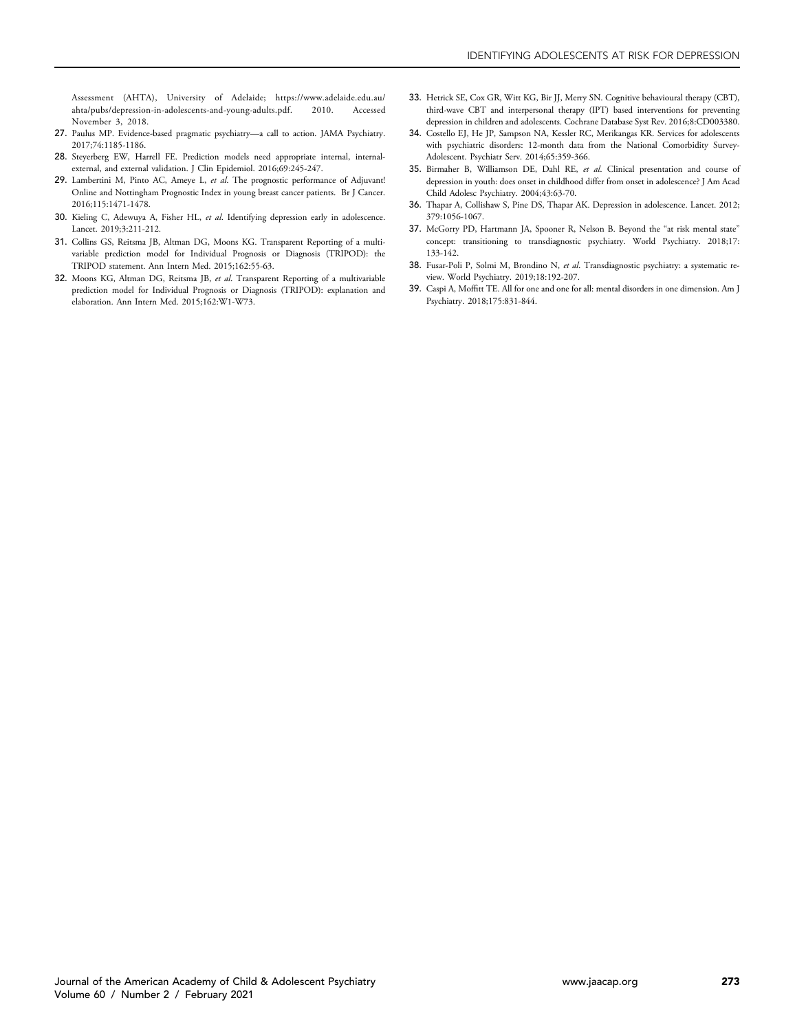Assessment (AHTA), University of Adelaide; https://www.adelaide.edu.au/ahta/pubs/depression-in-adolescents-and-young-adults.pdf. 2010. Accessed November 3, 2018.

27. Paulus MP. Evidence-based pragmatic psychiatry—a call to action. JAMA Psychiatry. 2017;74:1185-1186.
28. Steyerberg EW, Harrell FE. Prediction models need appropriate internal, internal-external, and external validation. J Clin Epidemiol. 2016;69:245-247.
29. Lambertini M, Pinto AC, Ameye L, *et al*. The prognostic performance of Adjuvant! Online and Nottingham Prognostic Index in young breast cancer patients. Br J Cancer. 2016;115:1471-1478.
30. Kieling C, Adewuya A, Fisher HL, *et al*. Identifying depression early in adolescence. Lancet. 2019;3:211-212.
31. Collins GS, Reitsma JB, Altman DG, Moons KG. Transparent Reporting of a multivariable prediction model for Individual Prognosis or Diagnosis (TRIPOD): the TRIPOD statement. Ann Intern Med. 2015;162:55-63.
32. Moons KG, Altman DG, Reitsma JB, *et al*. Transparent Reporting of a multivariable prediction model for Individual Prognosis or Diagnosis (TRIPOD): explanation and elaboration. Ann Intern Med. 2015;162:W1-W73.
33. Hetrick SE, Cox GR, Witt KG, Bir JJ, Merry SN. Cognitive behavioural therapy (CBT), third-wave CBT and interpersonal therapy (IPT) based interventions for preventing depression in children and adolescents. Cochrane Database Syst Rev. 2016;8:CD003380.
34. Costello EJ, He JP, Sampson NA, Kessler RC, Merikangas KR. Services for adolescents with psychiatric disorders: 12-month data from the National Comorbidity Survey-Adolescent. Psychiatr Serv. 2014;65:359-366.
35. Birmaher B, Williamson DE, Dahl RE, *et al*. Clinical presentation and course of depression in youth: does onset in childhood differ from onset in adolescence? J Am Acad Child Adolesc Psychiatry. 2004;43:63-70.
36. Thapar A, Collishaw S, Pine DS, Thapar AK. Depression in adolescence. Lancet. 2012; 379:1056-1067.
37. McGorry PD, Hartmann JA, Spooner R, Nelson B. Beyond the "at risk mental state" concept: transitioning to transdiagnostic psychiatry. World Psychiatry. 2018;17: 133-142.
38. Fusar-Poli P, Solmi M, Brondino N, *et al*. Transdiagnostic psychiatry: a systematic review. World Psychiatry. 2019;18:192-207.
39. Caspi A, Moffitt TE. All for one and one for all: mental disorders in one dimension. Am J Psychiatry. 2018;175:831-844.